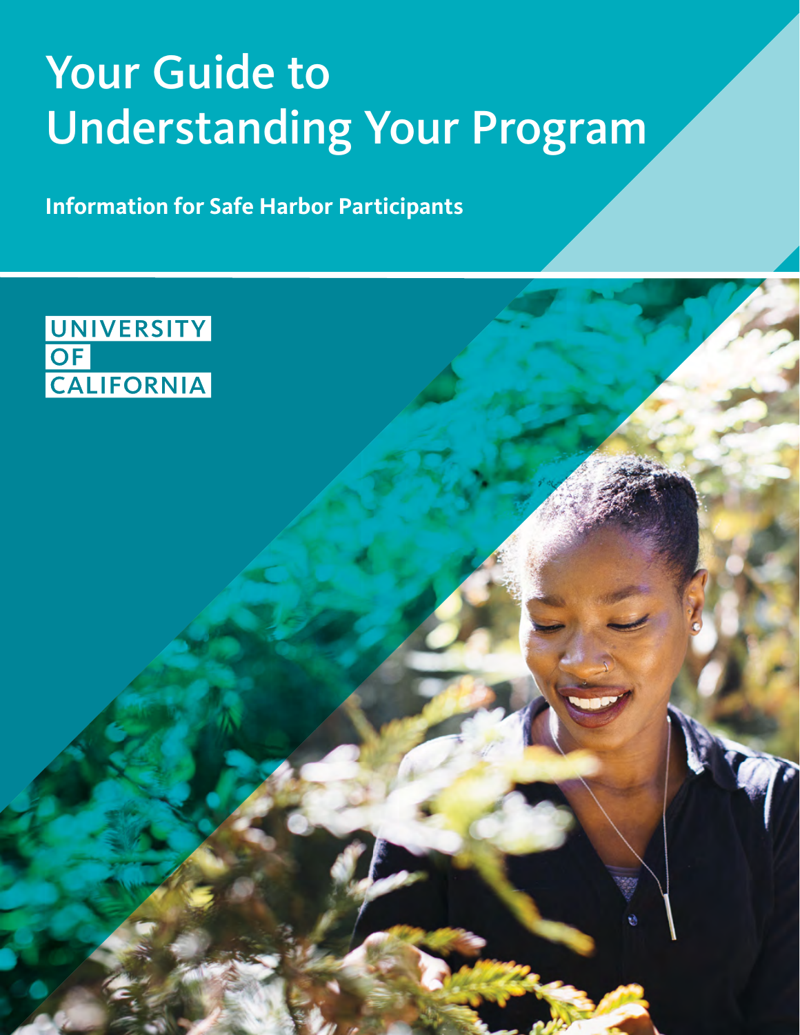# Your Guide to Understanding Your Program

**Information for Safe Harbor Participants**

UNIVERSITY OF CALIFORNIA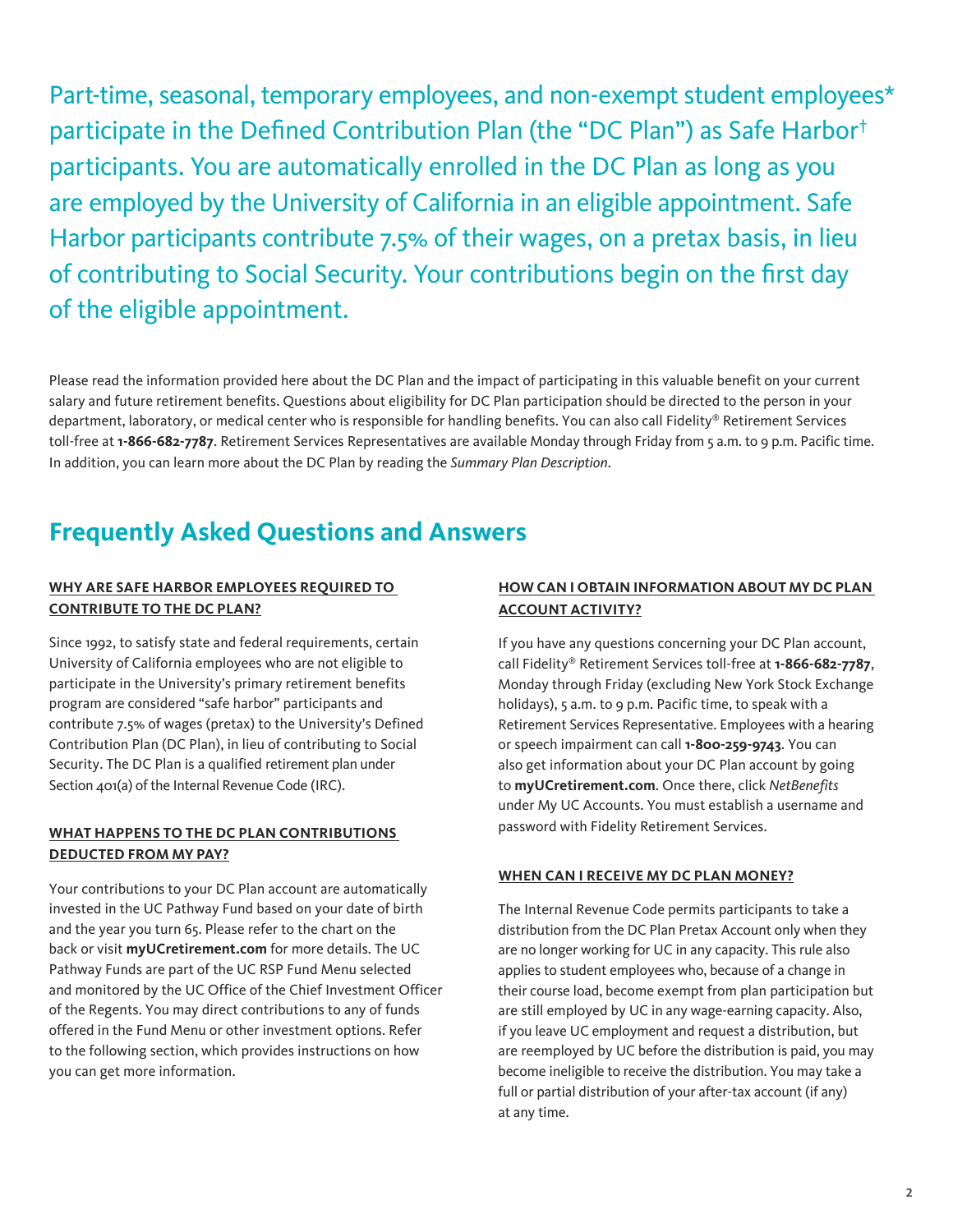Part-time, seasonal, temporary employees, and non-exempt student employees* participate in the Defined Contribution Plan (the "DC Plan") as Safe Harbor† participants. You are automatically enrolled in the DC Plan as long as you are employed by the University of California in an eligible appointment. Safe Harbor participants contribute 7.5% of their wages, on a pretax basis, in lieu of contributing to Social Security. Your contributions begin on the first day of the eligible appointment.

Please read the information provided here about the DC Plan and the impact of participating in this valuable benefit on your current salary and future retirement benefits. Questions about eligibility for DC Plan participation should be directed to the person in your department, laboratory, or medical center who is responsible for handling benefits. You can also call Fidelity® Retirement Services toll-free at **1-866-682-7787**. Retirement Services Representatives are available Monday through Friday from 5 a.m. to 9 p.m. Pacific time. In addition, you can learn more about the DC Plan by reading the *Summary Plan Description*.

## Frequently Asked Questions and Answers

#### WHY ARE SAFE HARBOR EMPLOYEES REQUIRED TO CONTRIBUTE TO THE DC PLAN?

Since 1992, to satisfy state and federal requirements, certain University of California employees who are not eligible to participate in the University's primary retirement benefits program are considered "safe harbor" participants and contribute 7.5% of wages (pretax) to the University's Defined Contribution Plan (DC Plan), in lieu of contributing to Social Security. The DC Plan is a qualified retirement plan under Section 401(a) of the Internal Revenue Code (IRC).

#### WHAT HAPPENS TO THE DC PLAN CONTRIBUTIONS DEDUCTED FROM MY PAY?

Your contributions to your DC Plan account are automatically invested in the UC Pathway Fund based on your date of birth and the year you turn 65. Please refer to the chart on the back or visit **myUCretirement.com** for more details. The UC Pathway Funds are part of the UC RSP Fund Menu selected and monitored by the UC Office of the Chief Investment Officer of the Regents. You may direct contributions to any of funds offered in the Fund Menu or other investment options. Refer to the following section, which provides instructions on how you can get more information.

#### HOW CAN I OBTAIN INFORMATION ABOUT MY DC PLAN ACCOUNT ACTIVITY?

If you have any questions concerning your DC Plan account, call Fidelity® Retirement Services toll-free at **1-866-682-7787**, Monday through Friday (excluding New York Stock Exchange holidays), 5 a.m. to 9 p.m. Pacific time, to speak with a Retirement Services Representative. Employees with a hearing or speech impairment can call **1-800-259-9743**. You can also get information about your DC Plan account by going to **myUCretirement.com**. Once there, click *NetBenefits* under My UC Accounts. You must establish a username and password with Fidelity Retirement Services.

#### WHEN CAN I RECEIVE MY DC PLAN MONEY?

The Internal Revenue Code permits participants to take a distribution from the DC Plan Pretax Account only when they are no longer working for UC in any capacity. This rule also applies to student employees who, because of a change in their course load, become exempt from plan participation but are still employed by UC in any wage-earning capacity. Also, if you leave UC employment and request a distribution, but are reemployed by UC before the distribution is paid, you may become ineligible to receive the distribution. You may take a full or partial distribution of your after-tax account (if any) at any time.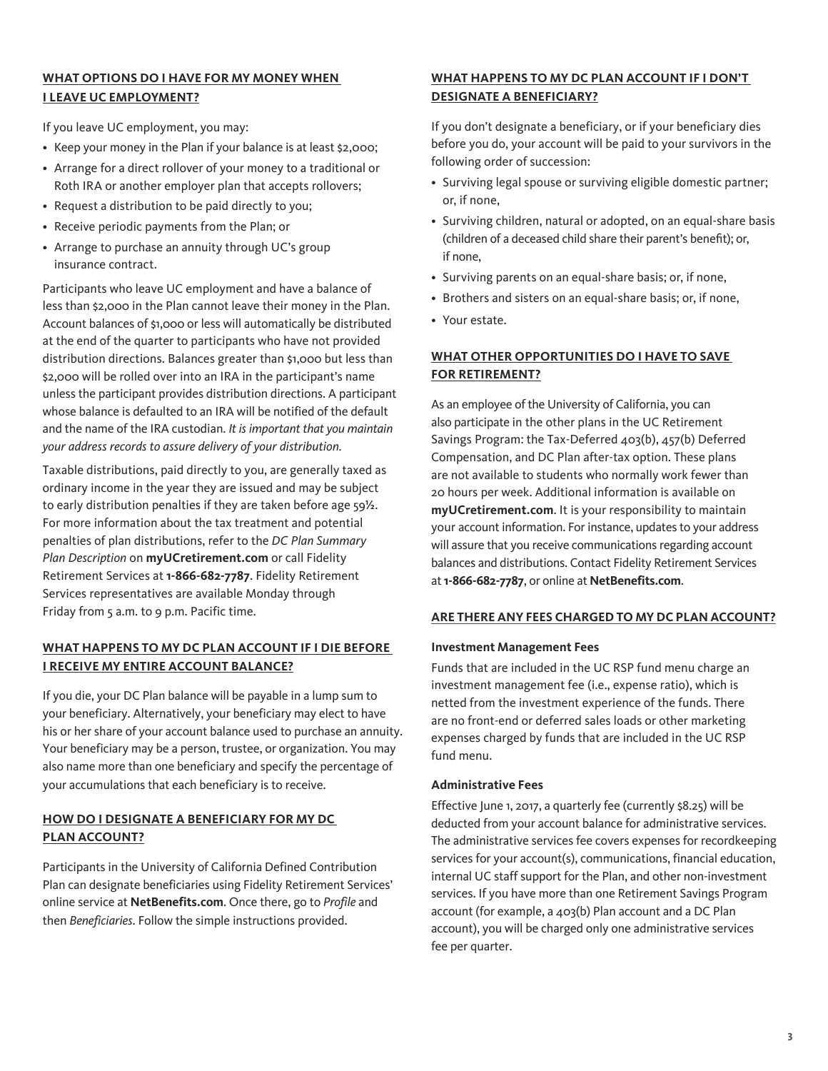## WHAT OPTIONS DO I HAVE FOR MY MONEY WHEN I LEAVE UC EMPLOYMENT?

If you leave UC employment, you may:

- Keep your money in the Plan if your balance is at least $2,000;
- Arrange for a direct rollover of your money to a traditional or Roth IRA or another employer plan that accepts rollovers;
- Request a distribution to be paid directly to you;
- Receive periodic payments from the Plan; or
- Arrange to purchase an annuity through UC's group insurance contract.

Participants who leave UC employment and have a balance of less than $2,000 in the Plan cannot leave their money in the Plan. Account balances of $1,000 or less will automatically be distributed at the end of the quarter to participants who have not provided distribution directions. Balances greater than $1,000 but less than $2,000 will be rolled over into an IRA in the participant's name unless the participant provides distribution directions. A participant whose balance is defaulted to an IRA will be notified of the default and the name of the IRA custodian. *It is important that you maintain your address records to assure delivery of your distribution.*

Taxable distributions, paid directly to you, are generally taxed as ordinary income in the year they are issued and may be subject to early distribution penalties if they are taken before age 59½. For more information about the tax treatment and potential penalties of plan distributions, refer to the *DC Plan Summary Plan Description* on **myUCretirement.com** or call Fidelity Retirement Services at **1-866-682-7787**. Fidelity Retirement Services representatives are available Monday through Friday from 5 a.m. to 9 p.m. Pacific time.

## WHAT HAPPENS TO MY DC PLAN ACCOUNT IF I DIE BEFORE I RECEIVE MY ENTIRE ACCOUNT BALANCE?

If you die, your DC Plan balance will be payable in a lump sum to your beneficiary. Alternatively, your beneficiary may elect to have his or her share of your account balance used to purchase an annuity. Your beneficiary may be a person, trustee, or organization. You may also name more than one beneficiary and specify the percentage of your accumulations that each beneficiary is to receive.

## HOW DO I DESIGNATE A BENEFICIARY FOR MY DC PLAN ACCOUNT?

Participants in the University of California Defined Contribution Plan can designate beneficiaries using Fidelity Retirement Services' online service at **NetBenefits.com**. Once there, go to *Profile* and then *Beneficiaries*. Follow the simple instructions provided.

## WHAT HAPPENS TO MY DC PLAN ACCOUNT IF I DON'T DESIGNATE A BENEFICIARY?

If you don't designate a beneficiary, or if your beneficiary dies before you do, your account will be paid to your survivors in the following order of succession:

- Surviving legal spouse or surviving eligible domestic partner; or, if none,
- Surviving children, natural or adopted, on an equal-share basis (children of a deceased child share their parent's benefit); or, if none,
- Surviving parents on an equal-share basis; or, if none,
- Brothers and sisters on an equal-share basis; or, if none,
- Your estate.

## WHAT OTHER OPPORTUNITIES DO I HAVE TO SAVE FOR RETIREMENT?

As an employee of the University of California, you can also participate in the other plans in the UC Retirement Savings Program: the Tax-Deferred 403(b), 457(b) Deferred Compensation, and DC Plan after-tax option. These plans are not available to students who normally work fewer than 20 hours per week. Additional information is available on **myUCretirement.com**. It is your responsibility to maintain your account information. For instance, updates to your address will assure that you receive communications regarding account balances and distributions. Contact Fidelity Retirement Services at **1-866-682-7787**, or online at **NetBenefits.com**.

## ARE THERE ANY FEES CHARGED TO MY DC PLAN ACCOUNT?

### Investment Management Fees

Funds that are included in the UC RSP fund menu charge an investment management fee (i.e., expense ratio), which is netted from the investment experience of the funds. There are no front-end or deferred sales loads or other marketing expenses charged by funds that are included in the UC RSP fund menu.

### Administrative Fees

Effective June 1, 2017, a quarterly fee (currently $8.25) will be deducted from your account balance for administrative services. The administrative services fee covers expenses for recordkeeping services for your account(s), communications, financial education, internal UC staff support for the Plan, and other non-investment services. If you have more than one Retirement Savings Program account (for example, a 403(b) Plan account and a DC Plan account), you will be charged only one administrative services fee per quarter.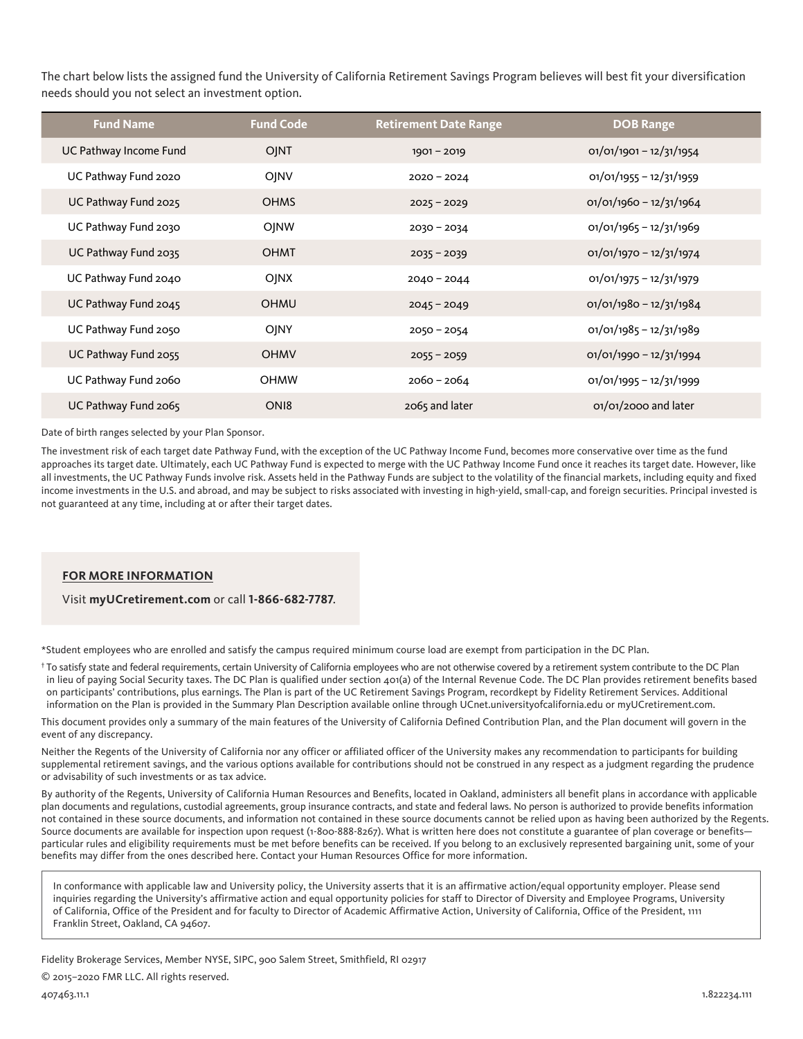The chart below lists the assigned fund the University of California Retirement Savings Program believes will best fit your diversification needs should you not select an investment option.

| Fund Name | Fund Code | Retirement Date Range | DOB Range |
|---|---|---|---|
| UC Pathway Income Fund | OJNT | 1901 – 2019 | 01/01/1901 – 12/31/1954 |
| UC Pathway Fund 2020 | OJNV | 2020 – 2024 | 01/01/1955 – 12/31/1959 |
| UC Pathway Fund 2025 | OHMS | 2025 – 2029 | 01/01/1960 – 12/31/1964 |
| UC Pathway Fund 2030 | OJNW | 2030 – 2034 | 01/01/1965 – 12/31/1969 |
| UC Pathway Fund 2035 | OHMT | 2035 – 2039 | 01/01/1970 – 12/31/1974 |
| UC Pathway Fund 2040 | OJNX | 2040 – 2044 | 01/01/1975 – 12/31/1979 |
| UC Pathway Fund 2045 | OHMU | 2045 – 2049 | 01/01/1980 – 12/31/1984 |
| UC Pathway Fund 2050 | OJNY | 2050 – 2054 | 01/01/1985 – 12/31/1989 |
| UC Pathway Fund 2055 | OHMV | 2055 – 2059 | 01/01/1990 – 12/31/1994 |
| UC Pathway Fund 2060 | OHMW | 2060 – 2064 | 01/01/1995 – 12/31/1999 |
| UC Pathway Fund 2065 | ONI8 | 2065 and later | 01/01/2000 and later |

Date of birth ranges selected by your Plan Sponsor.

The investment risk of each target date Pathway Fund, with the exception of the UC Pathway Income Fund, becomes more conservative over time as the fund approaches its target date. Ultimately, each UC Pathway Fund is expected to merge with the UC Pathway Income Fund once it reaches its target date. However, like all investments, the UC Pathway Funds involve risk. Assets held in the Pathway Funds are subject to the volatility of the financial markets, including equity and fixed income investments in the U.S. and abroad, and may be subject to risks associated with investing in high-yield, small-cap, and foreign securities. Principal invested is not guaranteed at any time, including at or after their target dates.

**FOR MORE INFORMATION**

Visit **myUCretirement.com** or call **1-866-682-7787**.

*Student employees who are enrolled and satisfy the campus required minimum course load are exempt from participation in the DC Plan.

† To satisfy state and federal requirements, certain University of California employees who are not otherwise covered by a retirement system contribute to the DC Plan in lieu of paying Social Security taxes. The DC Plan is qualified under section 401(a) of the Internal Revenue Code. The DC Plan provides retirement benefits based on participants' contributions, plus earnings. The Plan is part of the UC Retirement Savings Program, recordkept by Fidelity Retirement Services. Additional information on the Plan is provided in the Summary Plan Description available online through UCnet.universityofcalifornia.edu or myUCretirement.com.

This document provides only a summary of the main features of the University of California Defined Contribution Plan, and the Plan document will govern in the event of any discrepancy.

Neither the Regents of the University of California nor any officer or affiliated officer of the University makes any recommendation to participants for building supplemental retirement savings, and the various options available for contributions should not be construed in any respect as a judgment regarding the prudence or advisability of such investments or as tax advice.

By authority of the Regents, University of California Human Resources and Benefits, located in Oakland, administers all benefit plans in accordance with applicable plan documents and regulations, custodial agreements, group insurance contracts, and state and federal laws. No person is authorized to provide benefits information not contained in these source documents, and information not contained in these source documents cannot be relied upon as having been authorized by the Regents. Source documents are available for inspection upon request (1-800-888-8267). What is written here does not constitute a guarantee of plan coverage or benefits—particular rules and eligibility requirements must be met before benefits can be received. If you belong to an exclusively represented bargaining unit, some of your benefits may differ from the ones described here. Contact your Human Resources Office for more information.

In conformance with applicable law and University policy, the University asserts that it is an affirmative action/equal opportunity employer. Please send inquiries regarding the University's affirmative action and equal opportunity policies for staff to Director of Diversity and Employee Programs, University of California, Office of the President and for faculty to Director of Academic Affirmative Action, University of California, Office of the President, 1111 Franklin Street, Oakland, CA 94607.

Fidelity Brokerage Services, Member NYSE, SIPC, 900 Salem Street, Smithfield, RI 02917

© 2015–2020 FMR LLC. All rights reserved.

407463.11.1

1.822234.111